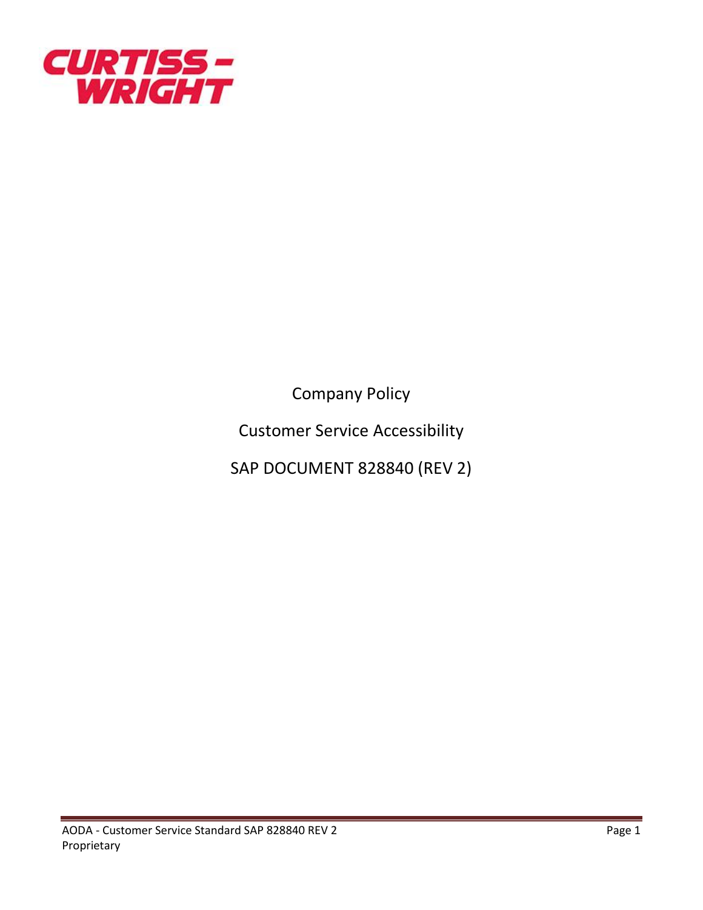CURTISS-WRIGHT

# Company Policy

# Customer Service Accessibility

# SAP DOCUMENT 828840 (REV 2)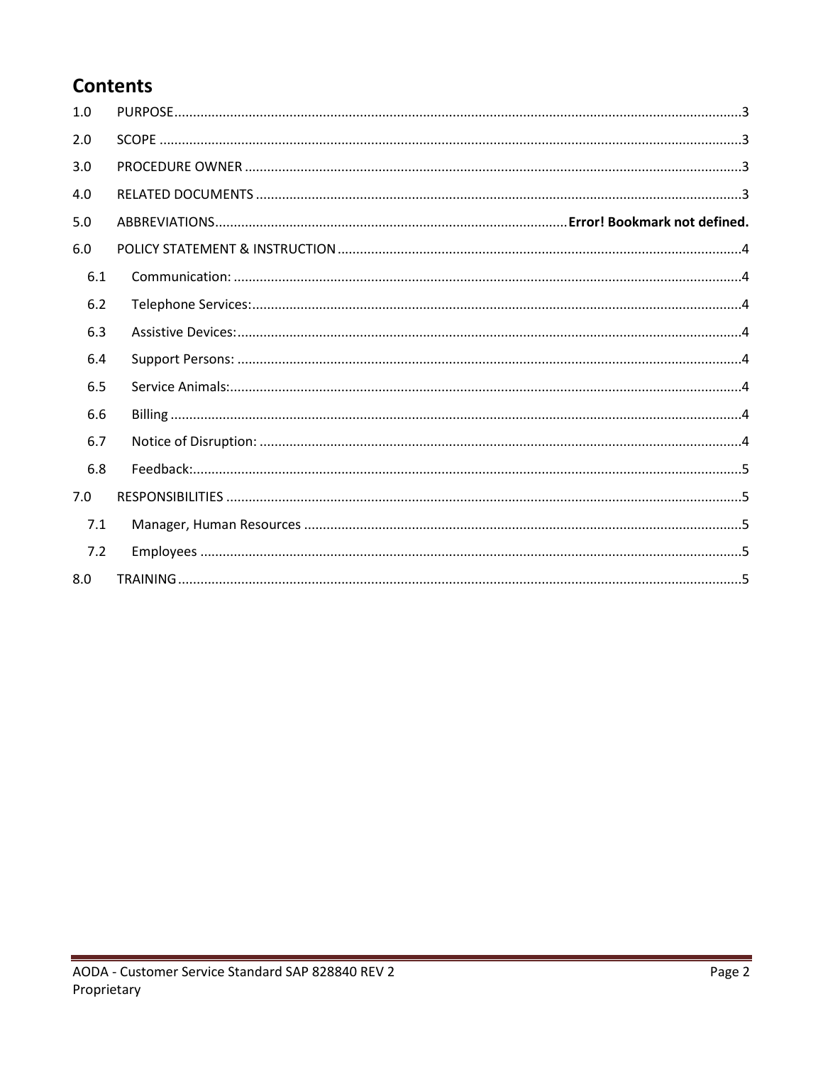# Contents

| | | |
|---|---|---|
| 1.0 | PURPOSE | 3 |
| 2.0 | SCOPE | 3 |
| 3.0 | PROCEDURE OWNER | 3 |
| 4.0 | RELATED DOCUMENTS | 3 |
| 5.0 | ABBREVIATIONS | **Error! Bookmark not defined.** |
| 6.0 | POLICY STATEMENT & INSTRUCTION | 4 |
| 6.1 | Communication: | 4 |
| 6.2 | Telephone Services: | 4 |
| 6.3 | Assistive Devices: | 4 |
| 6.4 | Support Persons: | 4 |
| 6.5 | Service Animals: | 4 |
| 6.6 | Billing | 4 |
| 6.7 | Notice of Disruption: | 4 |
| 6.8 | Feedback: | 5 |
| 7.0 | RESPONSIBILITIES | 5 |
| 7.1 | Manager, Human Resources | 5 |
| 7.2 | Employees | 5 |
| 8.0 | TRAINING | 5 |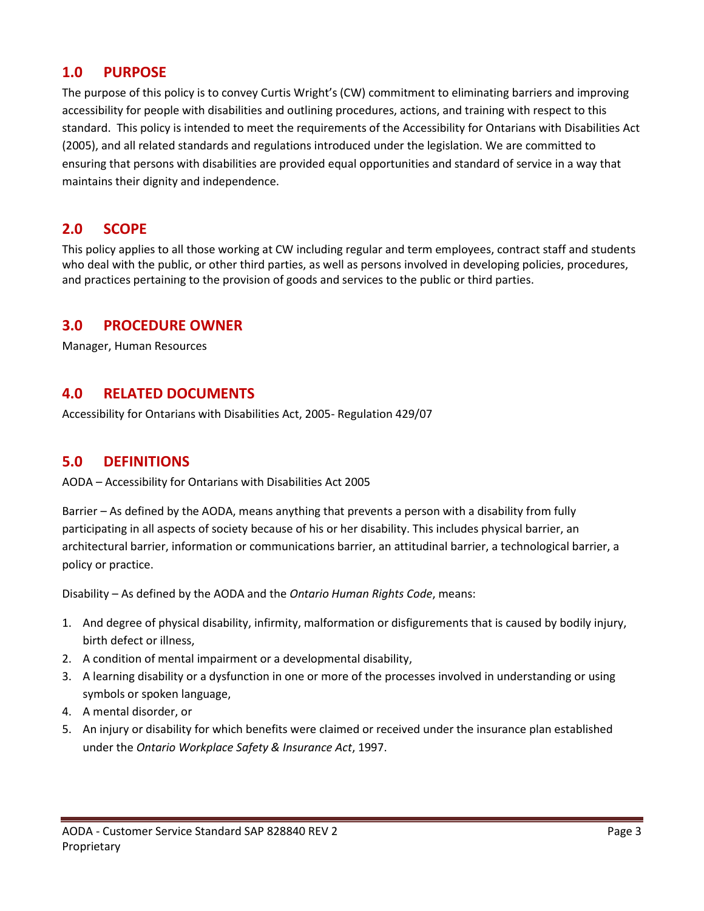## 1.0 PURPOSE

The purpose of this policy is to convey Curtis Wright's (CW) commitment to eliminating barriers and improving accessibility for people with disabilities and outlining procedures, actions, and training with respect to this standard. This policy is intended to meet the requirements of the Accessibility for Ontarians with Disabilities Act (2005), and all related standards and regulations introduced under the legislation. We are committed to ensuring that persons with disabilities are provided equal opportunities and standard of service in a way that maintains their dignity and independence.

## 2.0 SCOPE

This policy applies to all those working at CW including regular and term employees, contract staff and students who deal with the public, or other third parties, as well as persons involved in developing policies, procedures, and practices pertaining to the provision of goods and services to the public or third parties.

## 3.0 PROCEDURE OWNER

Manager, Human Resources

## 4.0 RELATED DOCUMENTS

Accessibility for Ontarians with Disabilities Act, 2005- Regulation 429/07

## 5.0 DEFINITIONS

AODA – Accessibility for Ontarians with Disabilities Act 2005

Barrier – As defined by the AODA, means anything that prevents a person with a disability from fully participating in all aspects of society because of his or her disability. This includes physical barrier, an architectural barrier, information or communications barrier, an attitudinal barrier, a technological barrier, a policy or practice.

Disability – As defined by the AODA and the *Ontario Human Rights Code*, means:

1. And degree of physical disability, infirmity, malformation or disfigurements that is caused by bodily injury, birth defect or illness,
2. A condition of mental impairment or a developmental disability,
3. A learning disability or a dysfunction in one or more of the processes involved in understanding or using symbols or spoken language,
4. A mental disorder, or
5. An injury or disability for which benefits were claimed or received under the insurance plan established under the *Ontario Workplace Safety & Insurance Act*, 1997.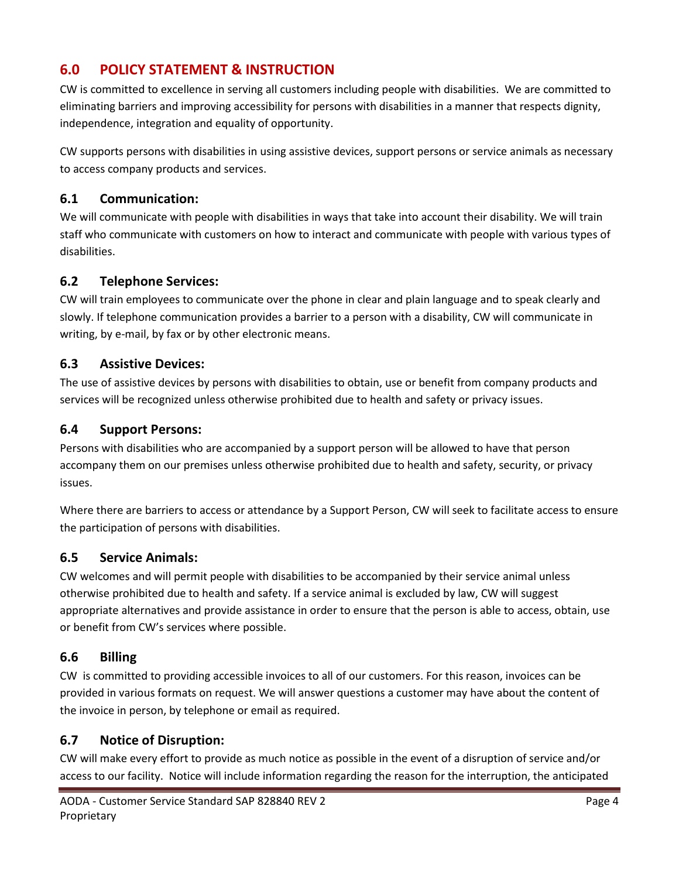## 6.0 POLICY STATEMENT & INSTRUCTION

CW is committed to excellence in serving all customers including people with disabilities. We are committed to eliminating barriers and improving accessibility for persons with disabilities in a manner that respects dignity, independence, integration and equality of opportunity.

CW supports persons with disabilities in using assistive devices, support persons or service animals as necessary to access company products and services.

### 6.1 Communication:

We will communicate with people with disabilities in ways that take into account their disability. We will train staff who communicate with customers on how to interact and communicate with people with various types of disabilities.

### 6.2 Telephone Services:

CW will train employees to communicate over the phone in clear and plain language and to speak clearly and slowly. If telephone communication provides a barrier to a person with a disability, CW will communicate in writing, by e-mail, by fax or by other electronic means.

### 6.3 Assistive Devices:

The use of assistive devices by persons with disabilities to obtain, use or benefit from company products and services will be recognized unless otherwise prohibited due to health and safety or privacy issues.

### 6.4 Support Persons:

Persons with disabilities who are accompanied by a support person will be allowed to have that person accompany them on our premises unless otherwise prohibited due to health and safety, security, or privacy issues.

Where there are barriers to access or attendance by a Support Person, CW will seek to facilitate access to ensure the participation of persons with disabilities.

### 6.5 Service Animals:

CW welcomes and will permit people with disabilities to be accompanied by their service animal unless otherwise prohibited due to health and safety. If a service animal is excluded by law, CW will suggest appropriate alternatives and provide assistance in order to ensure that the person is able to access, obtain, use or benefit from CW's services where possible.

### 6.6 Billing

CW is committed to providing accessible invoices to all of our customers. For this reason, invoices can be provided in various formats on request. We will answer questions a customer may have about the content of the invoice in person, by telephone or email as required.

### 6.7 Notice of Disruption:

CW will make every effort to provide as much notice as possible in the event of a disruption of service and/or access to our facility. Notice will include information regarding the reason for the interruption, the anticipated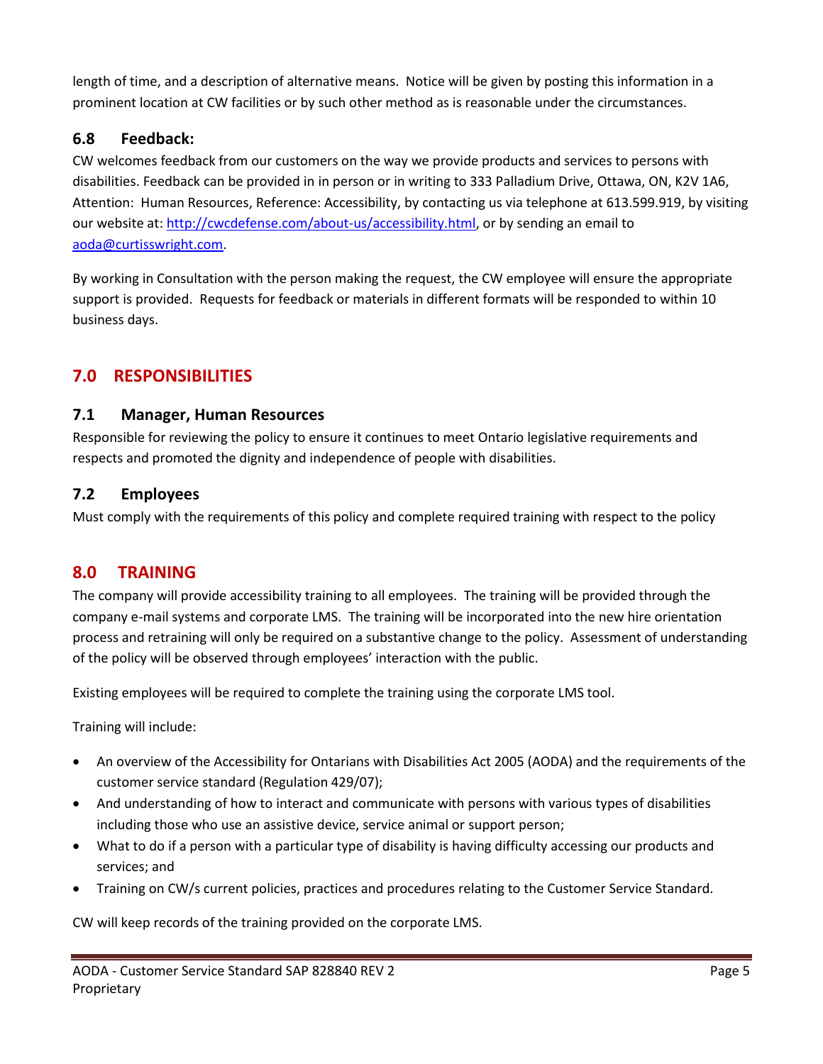length of time, and a description of alternative means. Notice will be given by posting this information in a prominent location at CW facilities or by such other method as is reasonable under the circumstances.

### 6.8 Feedback:

CW welcomes feedback from our customers on the way we provide products and services to persons with disabilities. Feedback can be provided in in person or in writing to 333 Palladium Drive, Ottawa, ON, K2V 1A6, Attention: Human Resources, Reference: Accessibility, by contacting us via telephone at 613.599.919, by visiting our website at: [http://cwcdefense.com/about-us/accessibility.html](http://cwcdefense.com/about-us/accessibility.html), or by sending an email to [aoda@curtisswright.com](mailto:aoda@curtisswright.com).

By working in Consultation with the person making the request, the CW employee will ensure the appropriate support is provided. Requests for feedback or materials in different formats will be responded to within 10 business days.

## 7.0 RESPONSIBILITIES

### 7.1 Manager, Human Resources

Responsible for reviewing the policy to ensure it continues to meet Ontario legislative requirements and respects and promoted the dignity and independence of people with disabilities.

### 7.2 Employees

Must comply with the requirements of this policy and complete required training with respect to the policy

## 8.0 TRAINING

The company will provide accessibility training to all employees. The training will be provided through the company e-mail systems and corporate LMS. The training will be incorporated into the new hire orientation process and retraining will only be required on a substantive change to the policy. Assessment of understanding of the policy will be observed through employees' interaction with the public.

Existing employees will be required to complete the training using the corporate LMS tool.

Training will include:

- An overview of the Accessibility for Ontarians with Disabilities Act 2005 (AODA) and the requirements of the customer service standard (Regulation 429/07);
- And understanding of how to interact and communicate with persons with various types of disabilities including those who use an assistive device, service animal or support person;
- What to do if a person with a particular type of disability is having difficulty accessing our products and services; and
- Training on CW/s current policies, practices and procedures relating to the Customer Service Standard.

CW will keep records of the training provided on the corporate LMS.